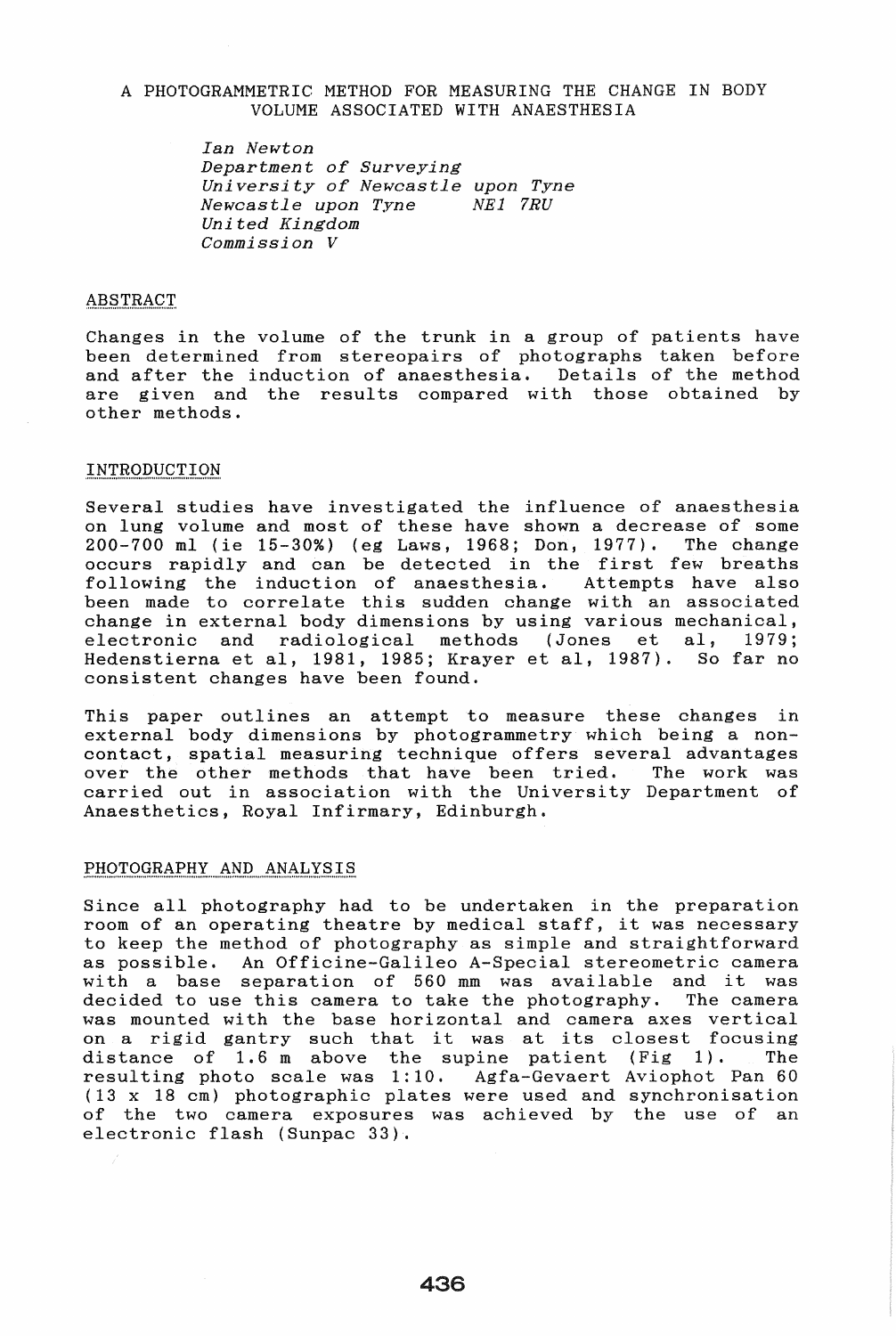# A PHOTOGRAMMETRIC METHOD FOR MEASURING THE CHANGE IN BODY VOLUME ASSOCIATED WITH ANAESTHESIA

*Ian Newton*
*Department of Surveying*
*University of Newcastle upon Tyne*
*Newcastle upon Tyne NE1 7RU*
*United Kingdom*
*Commission V*

## ABSTRACT

Changes in the volume of the trunk in a group of patients have been determined from stereopairs of photographs taken before and after the induction of anaesthesia. Details of the method are given and the results compared with those obtained by other methods.

## INTRODUCTION

Several studies have investigated the influence of anaesthesia on lung volume and most of these have shown a decrease of some 200-700 ml (ie 15-30%) (eg Laws, 1968; Don, 1977). The change occurs rapidly and can be detected in the first few breaths following the induction of anaesthesia. Attempts have also been made to correlate this sudden change with an associated change in external body dimensions by using various mechanical, electronic and radiological methods (Jones et al, 1979; Hedenstierna et al, 1981, 1985; Krayer et al, 1987). So far no consistent changes have been found.

This paper outlines an attempt to measure these changes in external body dimensions by photogrammetry which being a non-contact, spatial measuring technique offers several advantages over the other methods that have been tried. The work was carried out in association with the University Department of Anaesthetics, Royal Infirmary, Edinburgh.

## PHOTOGRAPHY AND ANALYSIS

Since all photography had to be undertaken in the preparation room of an operating theatre by medical staff, it was necessary to keep the method of photography as simple and straightforward as possible. An Officine-Galileo A-Special stereometric camera with a base separation of 560 mm was available and it was decided to use this camera to take the photography. The camera was mounted with the base horizontal and camera axes vertical on a rigid gantry such that it was at its closest focusing distance of 1.6 m above the supine patient (Fig 1). The resulting photo scale was 1:10. Agfa-Gevaert Aviophot Pan 60 (13 x 18 cm) photographic plates were used and synchronisation of the two camera exposures was achieved by the use of an electronic flash (Sunpac 33).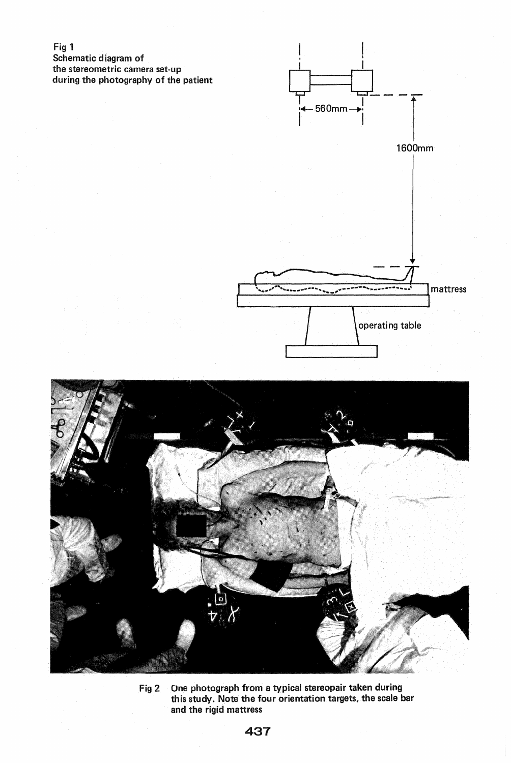Fig 1
Schematic diagram of the stereometric camera set-up during the photography of the patient

Fig 2 One photograph from a typical stereopair taken during this study. Note the four orientation targets, the scale bar and the rigid mattress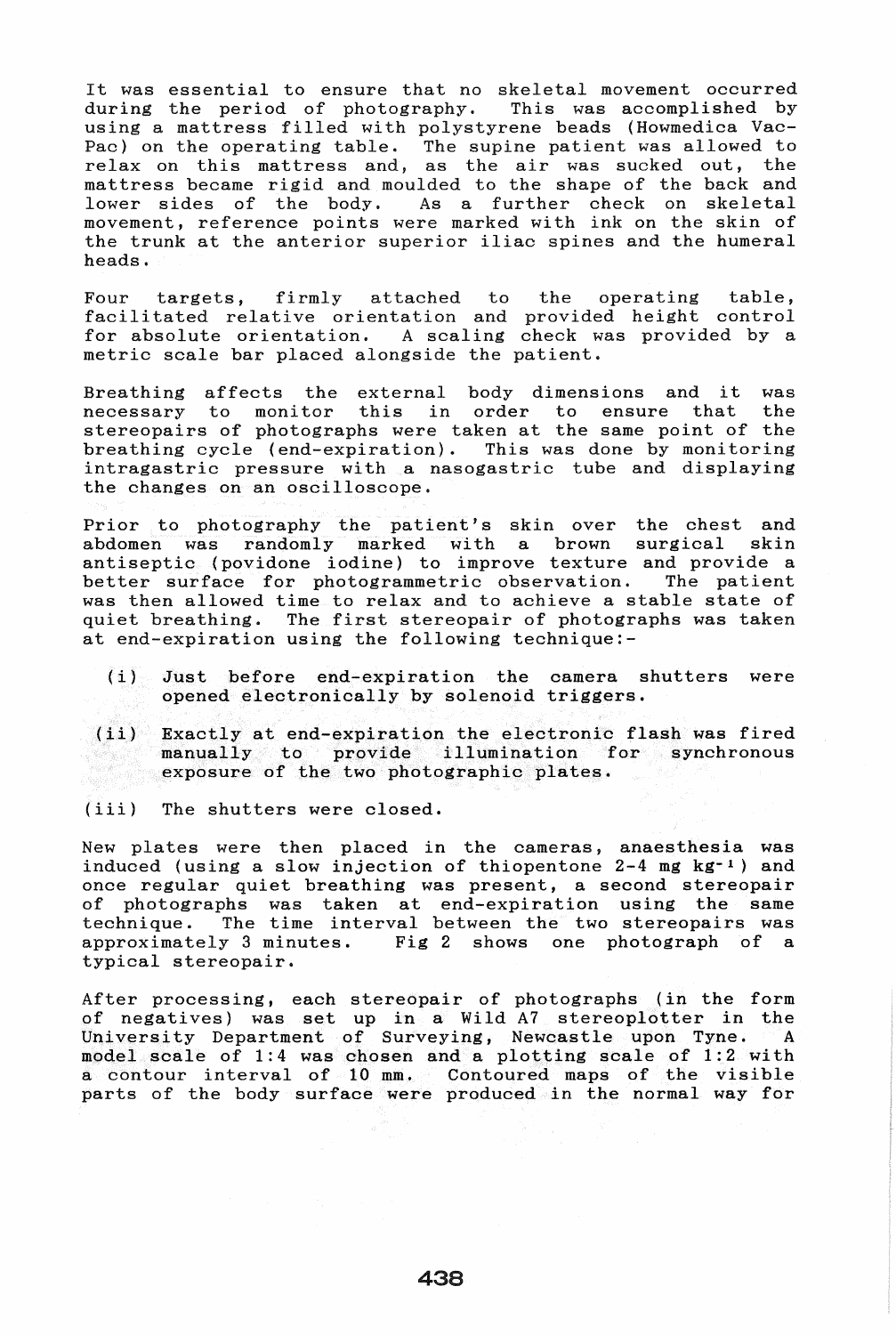It was essential to ensure that no skeletal movement occurred during the period of photography. This was accomplished by using a mattress filled with polystyrene beads (Howmedica Vac-Pac) on the operating table. The supine patient was allowed to relax on this mattress and, as the air was sucked out, the mattress became rigid and moulded to the shape of the back and lower sides of the body. As a further check on skeletal movement, reference points were marked with ink on the skin of the trunk at the anterior superior iliac spines and the humeral heads.

Four targets, firmly attached to the operating table, facilitated relative orientation and provided height control for absolute orientation. A scaling check was provided by a metric scale bar placed alongside the patient.

Breathing affects the external body dimensions and it was necessary to monitor this in order to ensure that the stereopairs of photographs were taken at the same point of the breathing cycle (end-expiration). This was done by monitoring intragastric pressure with a nasogastric tube and displaying the changes on an oscilloscope.

Prior to photography the patient's skin over the chest and abdomen was randomly marked with a brown surgical skin antiseptic (povidone iodine) to improve texture and provide a better surface for photogrammetric observation. The patient was then allowed time to relax and to achieve a stable state of quiet breathing. The first stereopair of photographs was taken at end-expiration using the following technique:-

(i) Just before end-expiration the camera shutters were opened electronically by solenoid triggers.

(ii) Exactly at end-expiration the electronic flash was fired manually to provide illumination for synchronous exposure of the two photographic plates.

(iii) The shutters were closed.

New plates were then placed in the cameras, anaesthesia was induced (using a slow injection of thiopentone 2-4 mg $kg^{-1}$) and once regular quiet breathing was present, a second stereopair of photographs was taken at end-expiration using the same technique. The time interval between the two stereopairs was approximately 3 minutes. Fig 2 shows one photograph of a typical stereopair.

After processing, each stereopair of photographs (in the form of negatives) was set up in a Wild A7 stereoplotter in the University Department of Surveying, Newcastle upon Tyne. A model scale of 1:4 was chosen and a plotting scale of 1:2 with a contour interval of 10 mm. Contoured maps of the visible parts of the body surface were produced in the normal way for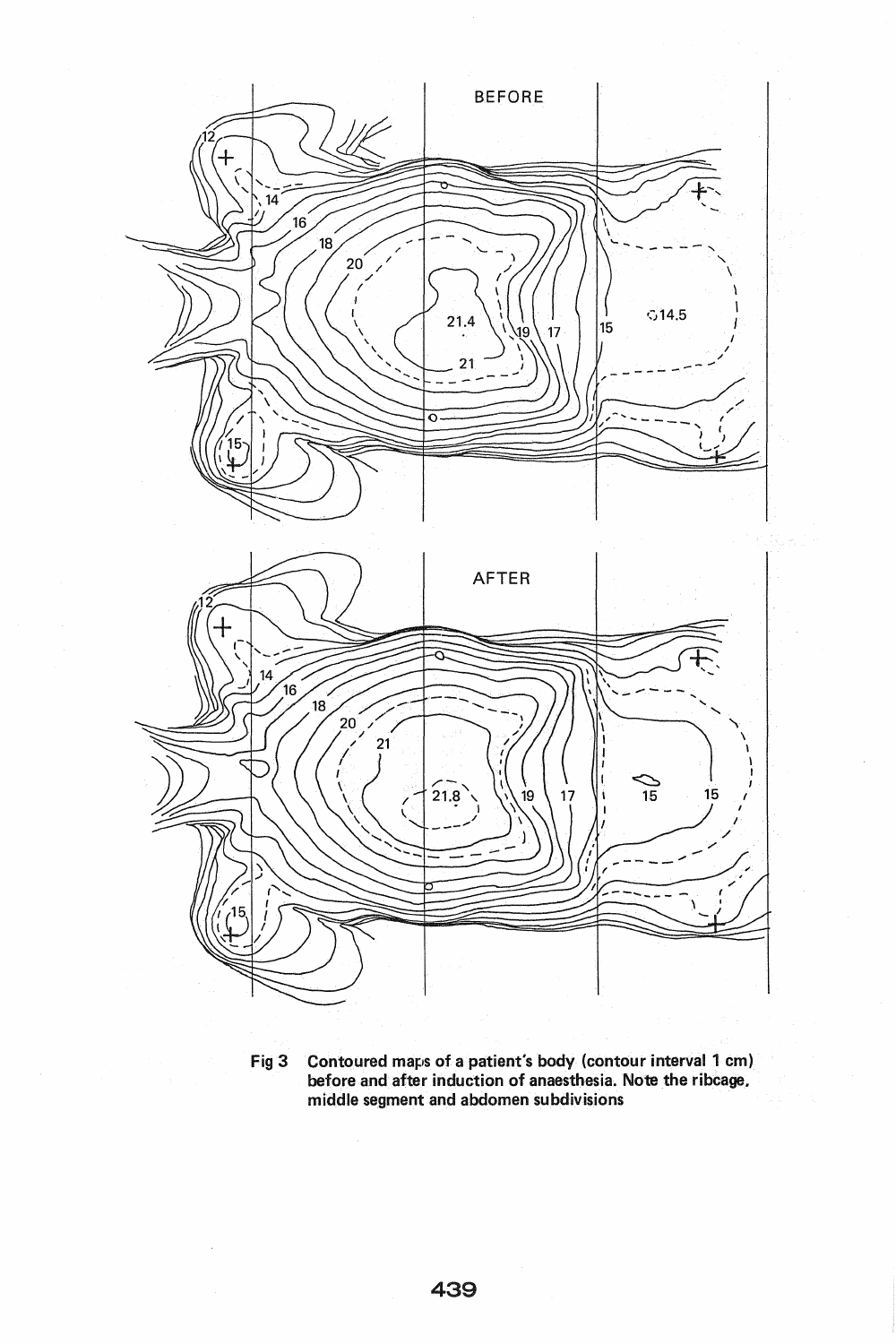Fig 3 Contoured maps of a patient's body (contour interval 1 cm) before and after induction of anaesthesia. Note the ribcage, middle segment and abdomen subdivisions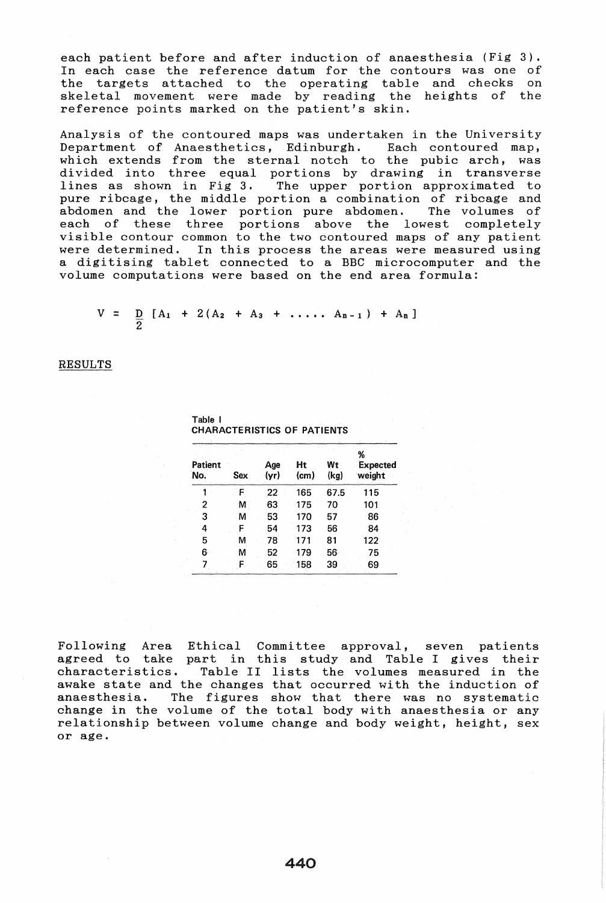each patient before and after induction of anaesthesia (Fig 3). In each case the reference datum for the contours was one of the targets attached to the operating table and checks on skeletal movement were made by reading the heights of the reference points marked on the patient's skin.

Analysis of the contoured maps was undertaken in the University Department of Anaesthetics, Edinburgh. Each contoured map, which extends from the sternal notch to the pubic arch, was divided into three equal portions by drawing in transverse lines as shown in Fig 3. The upper portion approximated to pure ribcage, the middle portion a combination of ribcage and abdomen and the lower portion pure abdomen. The volumes of each of these three portions above the lowest completely visible contour common to the two contoured maps of any patient were determined. In this process the areas were measured using a digitising tablet connected to a BBC microcomputer and the volume computations were based on the end area formula:

$$V = \frac{D}{2} [A_1 + 2(A_2 + A_3 + \ldots\ldots A_{n-1}) + A_n]$$

## RESULTS

Table I
CHARACTERISTICS OF PATIENTS

| Patient No. | Sex | Age (yr) | Ht (cm) | Wt (kg) | % Expected weight |
|---|---|---|---|---|---|
| 1 | F | 22 | 165 | 67.5 | 115 |
| 2 | M | 63 | 175 | 70 | 101 |
| 3 | M | 53 | 170 | 57 | 86 |
| 4 | F | 54 | 173 | 56 | 84 |
| 5 | M | 78 | 171 | 81 | 122 |
| 6 | M | 52 | 179 | 56 | 75 |
| 7 | F | 65 | 158 | 39 | 69 |

Following Area Ethical Committee approval, seven patients agreed to take part in this study and Table I gives their characteristics. Table II lists the volumes measured in the awake state and the changes that occurred with the induction of anaesthesia. The figures show that there was no systematic change in the volume of the total body with anaesthesia or any relationship between volume change and body weight, height, sex or age.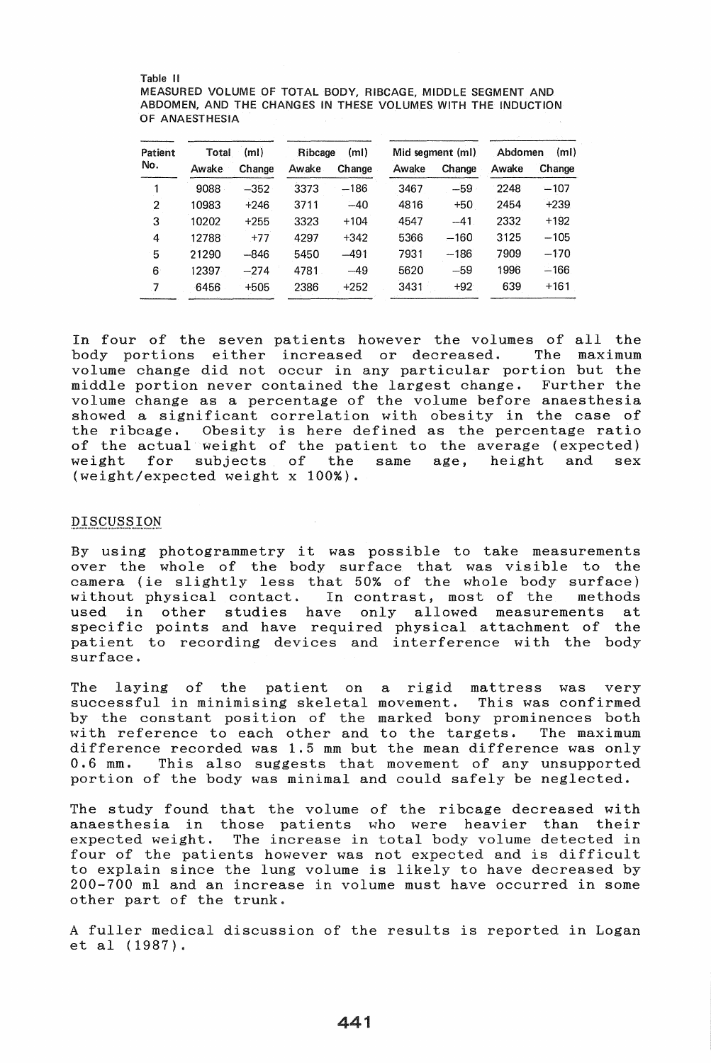Table II

MEASURED VOLUME OF TOTAL BODY, RIBCAGE, MIDDLE SEGMENT AND ABDOMEN, AND THE CHANGES IN THESE VOLUMES WITH THE INDUCTION OF ANAESTHESIA

| Patient No. | Total (ml) | | Ribcage (ml) | | Mid segment (ml) | | Abdomen (ml) | |
|---|---|---|---|---|---|---|---|---|
| | Awake | Change | Awake | Change | Awake | Change | Awake | Change |
| 1 | 9088 | −352 | 3373 | −186 | 3467 | −59 | 2248 | −107 |
| 2 | 10983 | +246 | 3711 | −40 | 4816 | +50 | 2454 | +239 |
| 3 | 10202 | +255 | 3323 | +104 | 4547 | −41 | 2332 | +192 |
| 4 | 12788 | +77 | 4297 | +342 | 5366 | −160 | 3125 | −105 |
| 5 | 21290 | −846 | 5450 | −491 | 7931 | −186 | 7909 | −170 |
| 6 | 12397 | −274 | 4781 | −49 | 5620 | −59 | 1996 | −166 |
| 7 | 6456 | +505 | 2386 | +252 | 3431 | +92 | 639 | +161 |

In four of the seven patients however the volumes of all the body portions either increased or decreased. The maximum volume change did not occur in any particular portion but the middle portion never contained the largest change. Further the volume change as a percentage of the volume before anaesthesia showed a significant correlation with obesity in the case of the ribcage. Obesity is here defined as the percentage ratio of the actual weight of the patient to the average (expected) weight for subjects of the same age, height and sex (weight/expected weight x 100%).

## DISCUSSION

By using photogrammetry it was possible to take measurements over the whole of the body surface that was visible to the camera (ie slightly less that 50% of the whole body surface) without physical contact. In contrast, most of the methods used in other studies have only allowed measurements at specific points and have required physical attachment of the patient to recording devices and interference with the body surface.

The laying of the patient on a rigid mattress was very successful in minimising skeletal movement. This was confirmed by the constant position of the marked bony prominences both with reference to each other and to the targets. The maximum difference recorded was 1.5 mm but the mean difference was only 0.6 mm. This also suggests that movement of any unsupported portion of the body was minimal and could safely be neglected.

The study found that the volume of the ribcage decreased with anaesthesia in those patients who were heavier than their expected weight. The increase in total body volume detected in four of the patients however was not expected and is difficult to explain since the lung volume is likely to have decreased by 200-700 ml and an increase in volume must have occurred in some other part of the trunk.

A fuller medical discussion of the results is reported in Logan et al (1987).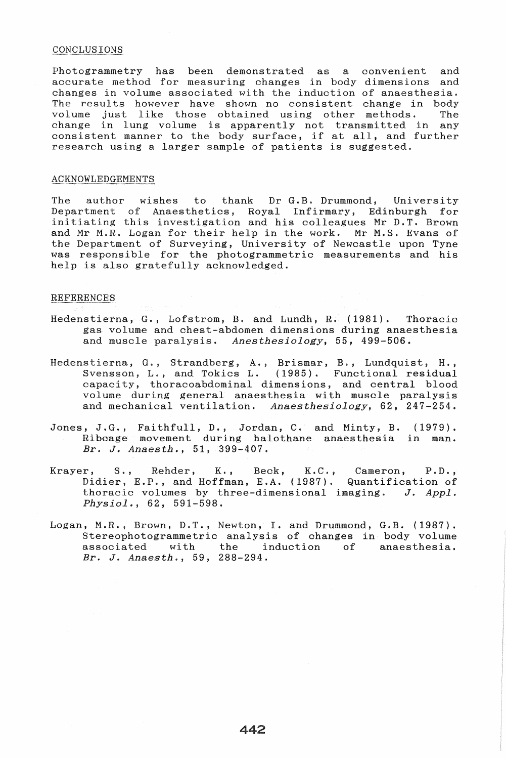## CONCLUSIONS

Photogrammetry has been demonstrated as a convenient and accurate method for measuring changes in body dimensions and changes in volume associated with the induction of anaesthesia. The results however have shown no consistent change in body volume just like those obtained using other methods. The change in lung volume is apparently not transmitted in any consistent manner to the body surface, if at all, and further research using a larger sample of patients is suggested.

## ACKNOWLEDGEMENTS

The author wishes to thank Dr G.B. Drummond, University Department of Anaesthetics, Royal Infirmary, Edinburgh for initiating this investigation and his colleagues Mr D.T. Brown and Mr M.R. Logan for their help in the work. Mr M.S. Evans of the Department of Surveying, University of Newcastle upon Tyne was responsible for the photogrammetric measurements and his help is also gratefully acknowledged.

## REFERENCES

Hedenstierna, G., Lofstrom, B. and Lundh, R. (1981). Thoracic gas volume and chest-abdomen dimensions during anaesthesia and muscle paralysis. *Anesthesiology*, 55, 499-506.

Hedenstierna, G., Strandberg, A., Brismar, B., Lundquist, H., Svensson, L., and Tokics L. (1985). Functional residual capacity, thoracoabdominal dimensions, and central blood volume during general anaesthesia with muscle paralysis and mechanical ventilation. *Anaesthesiology*, 62, 247-254.

Jones, J.G., Faithfull, D., Jordan, C. and Minty, B. (1979). Ribcage movement during halothane anaesthesia in man. *Br. J. Anaesth.*, 51, 399-407.

Krayer, S., Rehder, K., Beck, K.C., Cameron, P.D., Didier, E.P., and Hoffman, E.A. (1987). Quantification of thoracic volumes by three-dimensional imaging. *J. Appl. Physiol.*, 62, 591-598.

Logan, M.R., Brown, D.T., Newton, I. and Drummond, G.B. (1987). Stereophotogrammetric analysis of changes in body volume associated with the induction of anaesthesia. *Br. J. Anaesth.*, 59, 288-294.